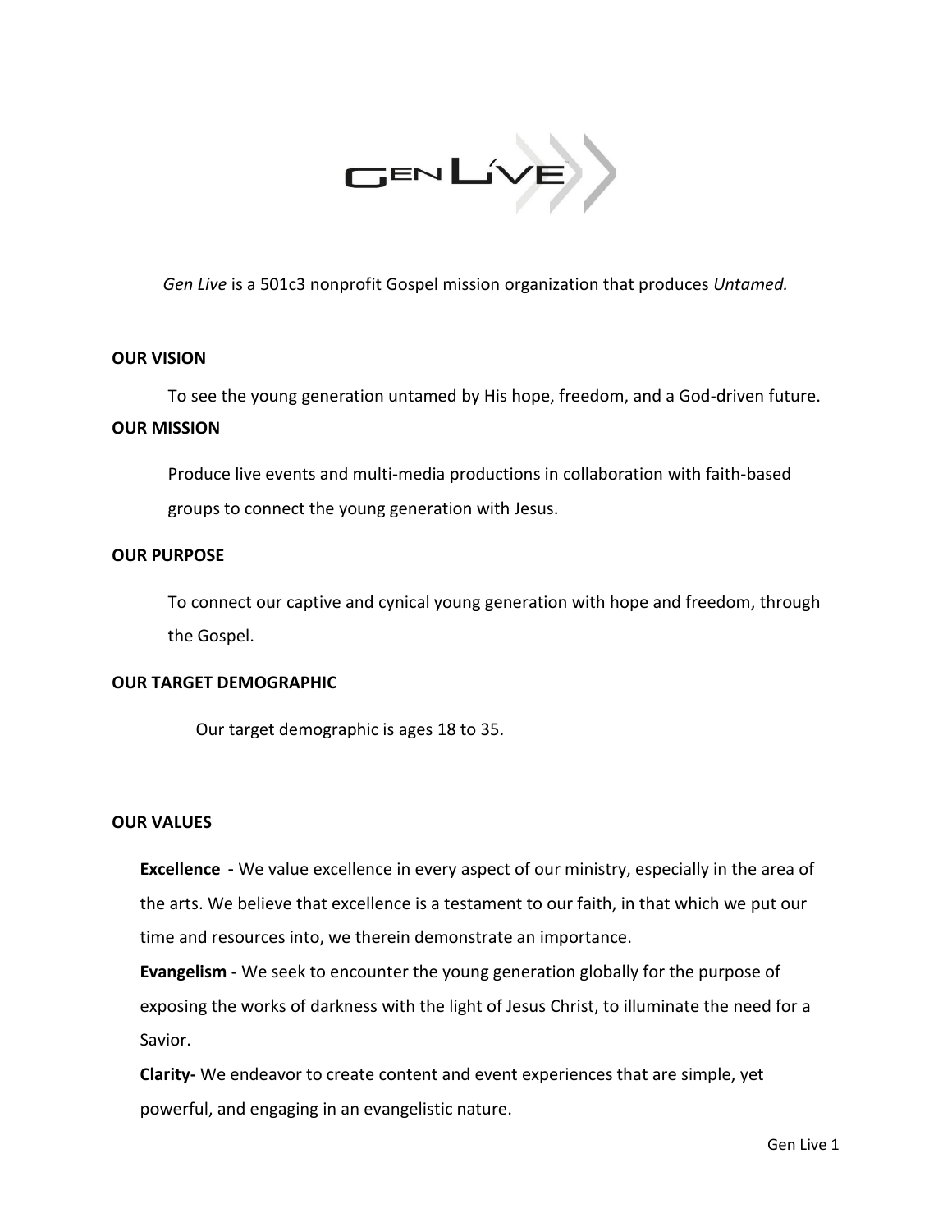*Gen Live* is a 501c3 nonprofit Gospel mission organization that produces *Untamed.*

**OUR VISION**

To see the young generation untamed by His hope, freedom, and a God-driven future.

**OUR MISSION**

Produce live events and multi-media productions in collaboration with faith-based groups to connect the young generation with Jesus.

**OUR PURPOSE**

To connect our captive and cynical young generation with hope and freedom, through the Gospel.

**OUR TARGET DEMOGRAPHIC**

Our target demographic is ages 18 to 35.

**OUR VALUES**

**Excellence -** We value excellence in every aspect of our ministry, especially in the area of the arts. We believe that excellence is a testament to our faith, in that which we put our time and resources into, we therein demonstrate an importance.

**Evangelism -** We seek to encounter the young generation globally for the purpose of exposing the works of darkness with the light of Jesus Christ, to illuminate the need for a Savior.

**Clarity-** We endeavor to create content and event experiences that are simple, yet powerful, and engaging in an evangelistic nature.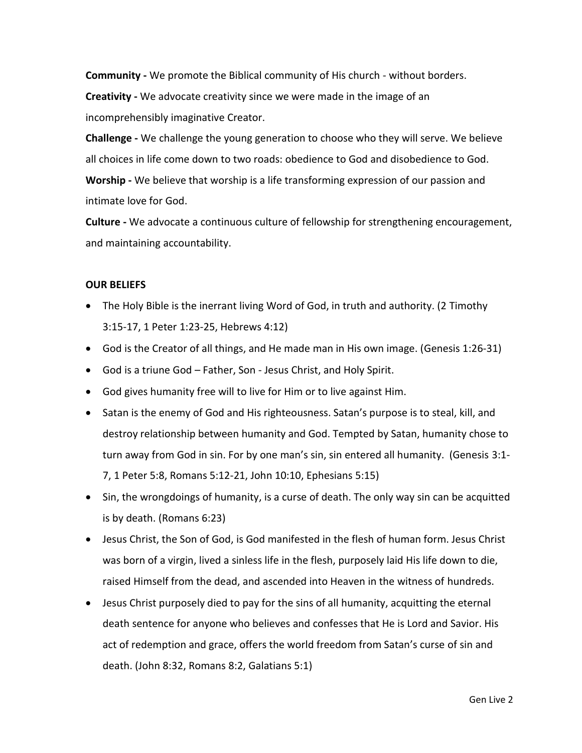**Community -** We promote the Biblical community of His church - without borders.

**Creativity -** We advocate creativity since we were made in the image of an incomprehensibly imaginative Creator.

**Challenge -** We challenge the young generation to choose who they will serve. We believe all choices in life come down to two roads: obedience to God and disobedience to God.

**Worship -** We believe that worship is a life transforming expression of our passion and intimate love for God.

**Culture -** We advocate a continuous culture of fellowship for strengthening encouragement, and maintaining accountability.

**OUR BELIEFS**

- The Holy Bible is the inerrant living Word of God, in truth and authority. (2 Timothy 3:15-17, 1 Peter 1:23-25, Hebrews 4:12)
- God is the Creator of all things, and He made man in His own image. (Genesis 1:26-31)
- God is a triune God – Father, Son - Jesus Christ, and Holy Spirit.
- God gives humanity free will to live for Him or to live against Him.
- Satan is the enemy of God and His righteousness. Satan's purpose is to steal, kill, and destroy relationship between humanity and God. Tempted by Satan, humanity chose to turn away from God in sin. For by one man's sin, sin entered all humanity. (Genesis 3:1-7, 1 Peter 5:8, Romans 5:12-21, John 10:10, Ephesians 5:15)
- Sin, the wrongdoings of humanity, is a curse of death. The only way sin can be acquitted is by death. (Romans 6:23)
- Jesus Christ, the Son of God, is God manifested in the flesh of human form. Jesus Christ was born of a virgin, lived a sinless life in the flesh, purposely laid His life down to die, raised Himself from the dead, and ascended into Heaven in the witness of hundreds.
- Jesus Christ purposely died to pay for the sins of all humanity, acquitting the eternal death sentence for anyone who believes and confesses that He is Lord and Savior. His act of redemption and grace, offers the world freedom from Satan's curse of sin and death. (John 8:32, Romans 8:2, Galatians 5:1)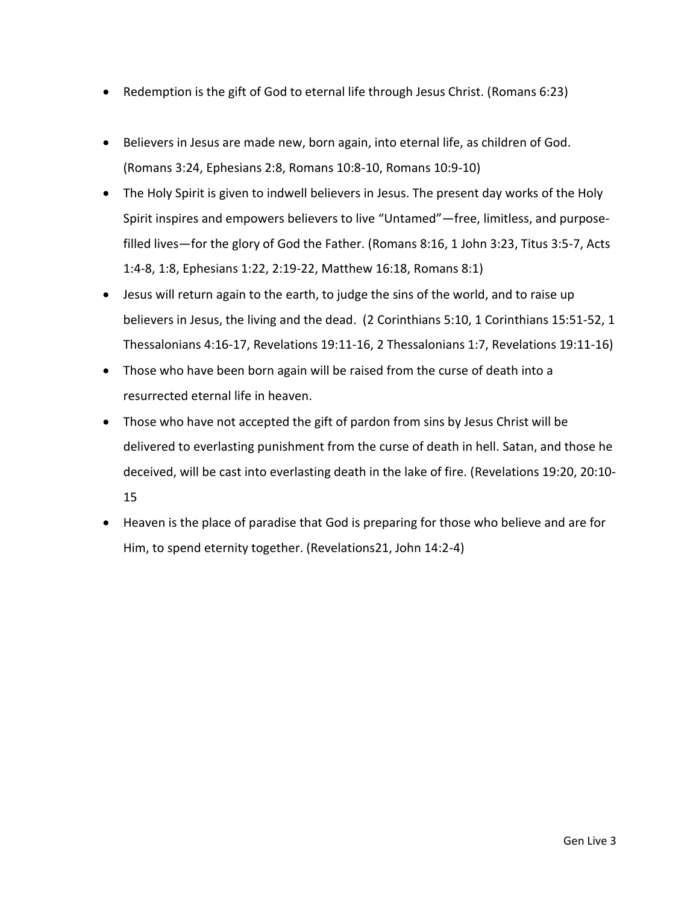- Redemption is the gift of God to eternal life through Jesus Christ. (Romans 6:23)
- Believers in Jesus are made new, born again, into eternal life, as children of God. (Romans 3:24, Ephesians 2:8, Romans 10:8-10, Romans 10:9-10)
- The Holy Spirit is given to indwell believers in Jesus. The present day works of the Holy Spirit inspires and empowers believers to live “Untamed”—free, limitless, and purpose-filled lives—for the glory of God the Father. (Romans 8:16, 1 John 3:23, Titus 3:5-7, Acts 1:4-8, 1:8, Ephesians 1:22, 2:19-22, Matthew 16:18, Romans 8:1)
- Jesus will return again to the earth, to judge the sins of the world, and to raise up believers in Jesus, the living and the dead. (2 Corinthians 5:10, 1 Corinthians 15:51-52, 1 Thessalonians 4:16-17, Revelations 19:11-16, 2 Thessalonians 1:7, Revelations 19:11-16)
- Those who have been born again will be raised from the curse of death into a resurrected eternal life in heaven.
- Those who have not accepted the gift of pardon from sins by Jesus Christ will be delivered to everlasting punishment from the curse of death in hell. Satan, and those he deceived, will be cast into everlasting death in the lake of fire. (Revelations 19:20, 20:10-15
- Heaven is the place of paradise that God is preparing for those who believe and are for Him, to spend eternity together. (Revelations21, John 14:2-4)